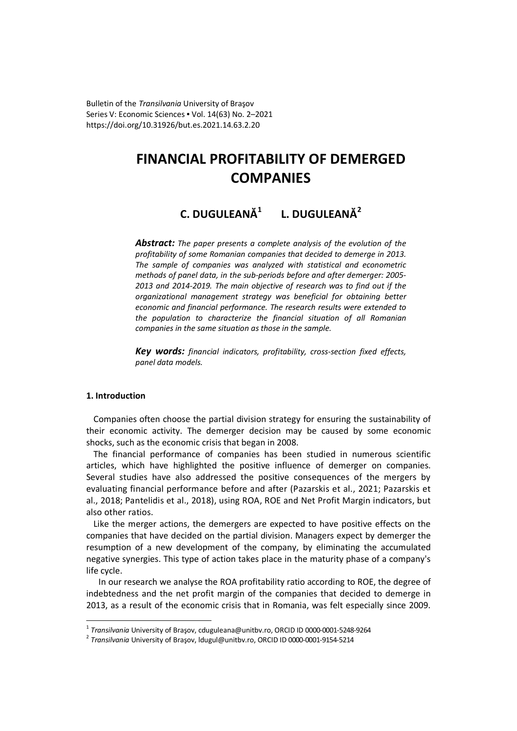# FINANCIAL PROFITABILITY OF DEMERGED COMPANIES

**C. DUGULEANĂ[1] L. DUGULEANĂ[2]**

***Abstract:*** *The paper presents a complete analysis of the evolution of the profitability of some Romanian companies that decided to demerge in 2013. The sample of companies was analyzed with statistical and econometric methods of panel data, in the sub-periods before and after demerger: 2005-2013 and 2014-2019. The main objective of research was to find out if the organizational management strategy was beneficial for obtaining better economic and financial performance. The research results were extended to the population to characterize the financial situation of all Romanian companies in the same situation as those in the sample.*

***Key words:*** *financial indicators, profitability, cross-section fixed effects, panel data models.*

### 1. Introduction

Companies often choose the partial division strategy for ensuring the sustainability of their economic activity. The demerger decision may be caused by some economic shocks, such as the economic crisis that began in 2008.

The financial performance of companies has been studied in numerous scientific articles, which have highlighted the positive influence of demerger on companies. Several studies have also addressed the positive consequences of the mergers by evaluating financial performance before and after (Pazarskis et al., 2021; Pazarskis et al., 2018; Pantelidis et al., 2018), using ROA, ROE and Net Profit Margin indicators, but also other ratios.

Like the merger actions, the demergers are expected to have positive effects on the companies that have decided on the partial division. Managers expect by demerger the resumption of a new development of the company, by eliminating the accumulated negative synergies. This type of action takes place in the maturity phase of a company's life cycle.

In our research we analyse the ROA profitability ratio according to ROE, the degree of indebtedness and the net profit margin of the companies that decided to demerge in 2013, as a result of the economic crisis that in Romania, was felt especially since 2009.

---

[1] *Transilvania* University of Braşov, cduguleana@unitbv.ro, ORCID ID 0000-0001-5248-9264

[2] *Transilvania* University of Braşov, ldugul@unitbv.ro, ORCID ID 0000-0001-9154-5214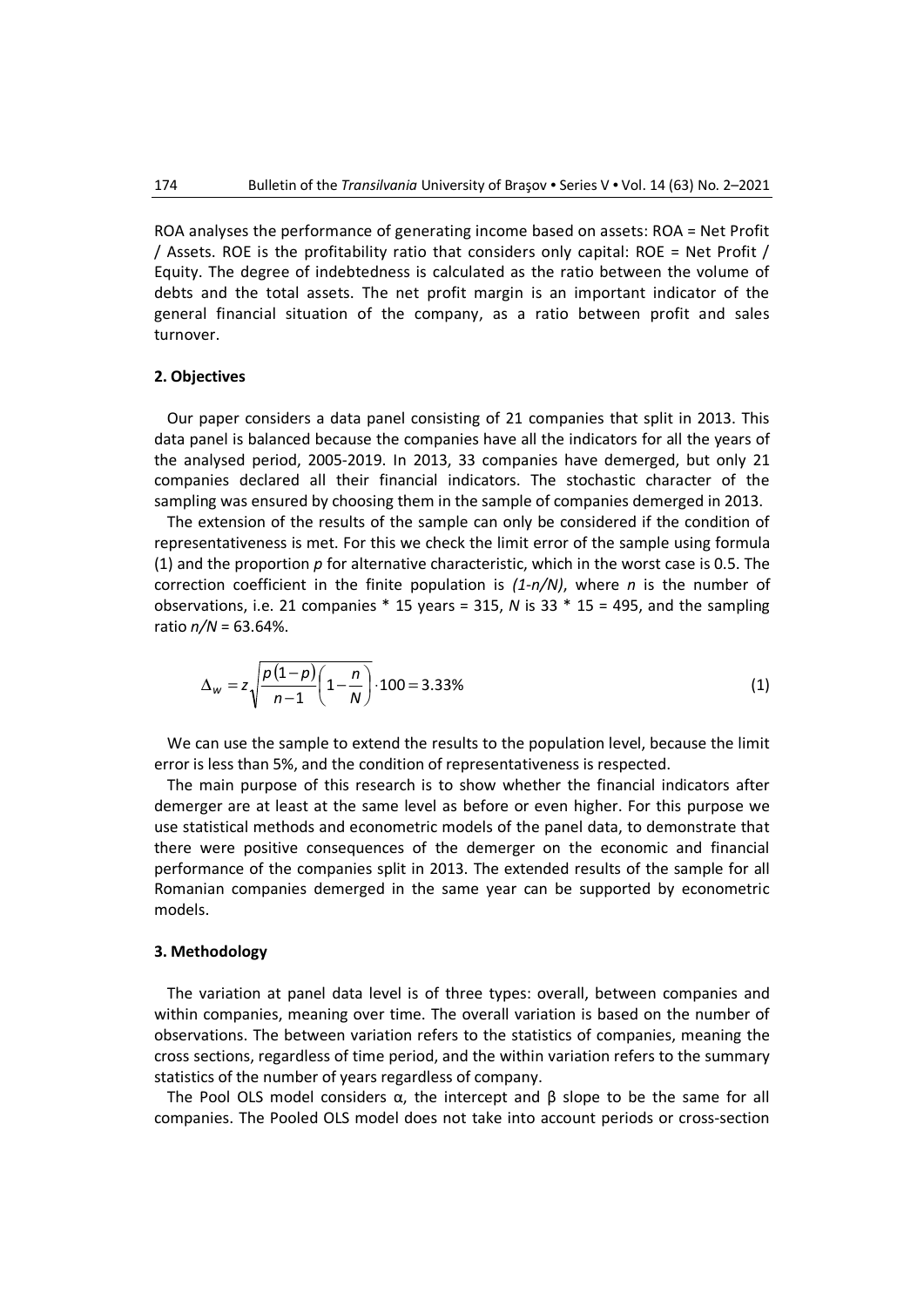ROA analyses the performance of generating income based on assets: ROA = Net Profit / Assets. ROE is the profitability ratio that considers only capital: ROE = Net Profit / Equity. The degree of indebtedness is calculated as the ratio between the volume of debts and the total assets. The net profit margin is an important indicator of the general financial situation of the company, as a ratio between profit and sales turnover.

## 2. Objectives

Our paper considers a data panel consisting of 21 companies that split in 2013. This data panel is balanced because the companies have all the indicators for all the years of the analysed period, 2005-2019. In 2013, 33 companies have demerged, but only 21 companies declared all their financial indicators. The stochastic character of the sampling was ensured by choosing them in the sample of companies demerged in 2013.

The extension of the results of the sample can only be considered if the condition of representativeness is met. For this we check the limit error of the sample using formula (1) and the proportion $p$ for alternative characteristic, which in the worst case is 0.5. The correction coefficient in the finite population is $(1-n/N)$, where $n$ is the number of observations, i.e. 21 companies * 15 years = 315, $N$ is 33 * 15 = 495, and the sampling ratio $n/N$ = 63.64%.

$$\Delta_w = z\sqrt{\frac{p(1-p)}{n-1}\left(1-\frac{n}{N}\right)} \cdot 100 = 3.33\% \tag{1}$$

We can use the sample to extend the results to the population level, because the limit error is less than 5%, and the condition of representativeness is respected.

The main purpose of this research is to show whether the financial indicators after demerger are at least at the same level as before or even higher. For this purpose we use statistical methods and econometric models of the panel data, to demonstrate that there were positive consequences of the demerger on the economic and financial performance of the companies split in 2013. The extended results of the sample for all Romanian companies demerged in the same year can be supported by econometric models.

## 3. Methodology

The variation at panel data level is of three types: overall, between companies and within companies, meaning over time. The overall variation is based on the number of observations. The between variation refers to the statistics of companies, meaning the cross sections, regardless of time period, and the within variation refers to the summary statistics of the number of years regardless of company.

The Pool OLS model considers $\alpha$, the intercept and $\beta$ slope to be the same for all companies. The Pooled OLS model does not take into account periods or cross-section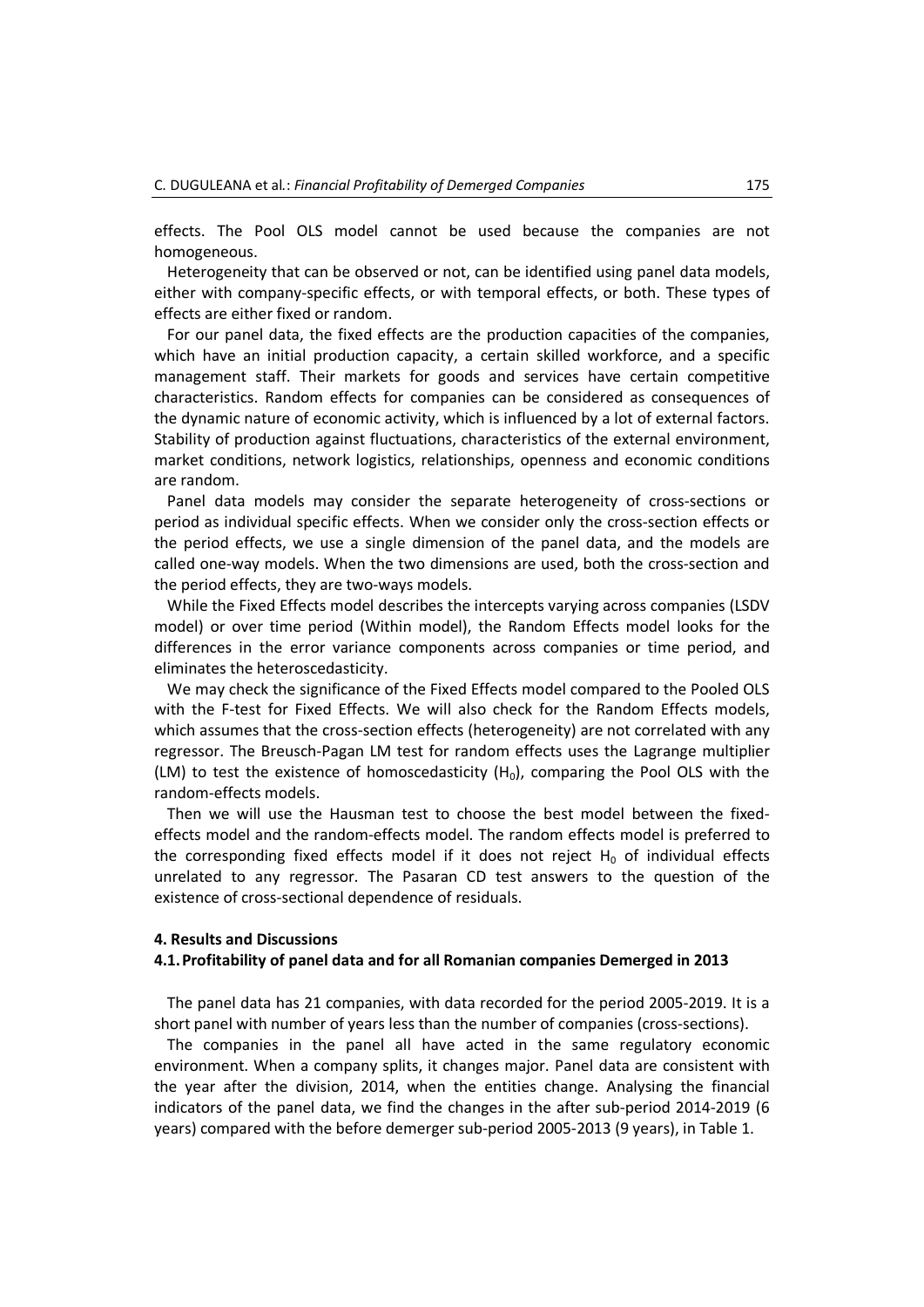effects. The Pool OLS model cannot be used because the companies are not homogeneous.

Heterogeneity that can be observed or not, can be identified using panel data models, either with company-specific effects, or with temporal effects, or both. These types of effects are either fixed or random.

For our panel data, the fixed effects are the production capacities of the companies, which have an initial production capacity, a certain skilled workforce, and a specific management staff. Their markets for goods and services have certain competitive characteristics. Random effects for companies can be considered as consequences of the dynamic nature of economic activity, which is influenced by a lot of external factors. Stability of production against fluctuations, characteristics of the external environment, market conditions, network logistics, relationships, openness and economic conditions are random.

Panel data models may consider the separate heterogeneity of cross-sections or period as individual specific effects. When we consider only the cross-section effects or the period effects, we use a single dimension of the panel data, and the models are called one-way models. When the two dimensions are used, both the cross-section and the period effects, they are two-ways models.

While the Fixed Effects model describes the intercepts varying across companies (LSDV model) or over time period (Within model), the Random Effects model looks for the differences in the error variance components across companies or time period, and eliminates the heteroscedasticity.

We may check the significance of the Fixed Effects model compared to the Pooled OLS with the F-test for Fixed Effects. We will also check for the Random Effects models, which assumes that the cross-section effects (heterogeneity) are not correlated with any regressor. The Breusch-Pagan LM test for random effects uses the Lagrange multiplier (LM) to test the existence of homoscedasticity ($H_0$), comparing the Pool OLS with the random-effects models.

Then we will use the Hausman test to choose the best model between the fixed-effects model and the random-effects model. The random effects model is preferred to the corresponding fixed effects model if it does not reject $H_0$ of individual effects unrelated to any regressor. The Pasaran CD test answers to the question of the existence of cross-sectional dependence of residuals.

## 4. Results and Discussions

### 4.1. Profitability of panel data and for all Romanian companies Demerged in 2013

The panel data has 21 companies, with data recorded for the period 2005-2019. It is a short panel with number of years less than the number of companies (cross-sections).

The companies in the panel all have acted in the same regulatory economic environment. When a company splits, it changes major. Panel data are consistent with the year after the division, 2014, when the entities change. Analysing the financial indicators of the panel data, we find the changes in the after sub-period 2014-2019 (6 years) compared with the before demerger sub-period 2005-2013 (9 years), in Table 1.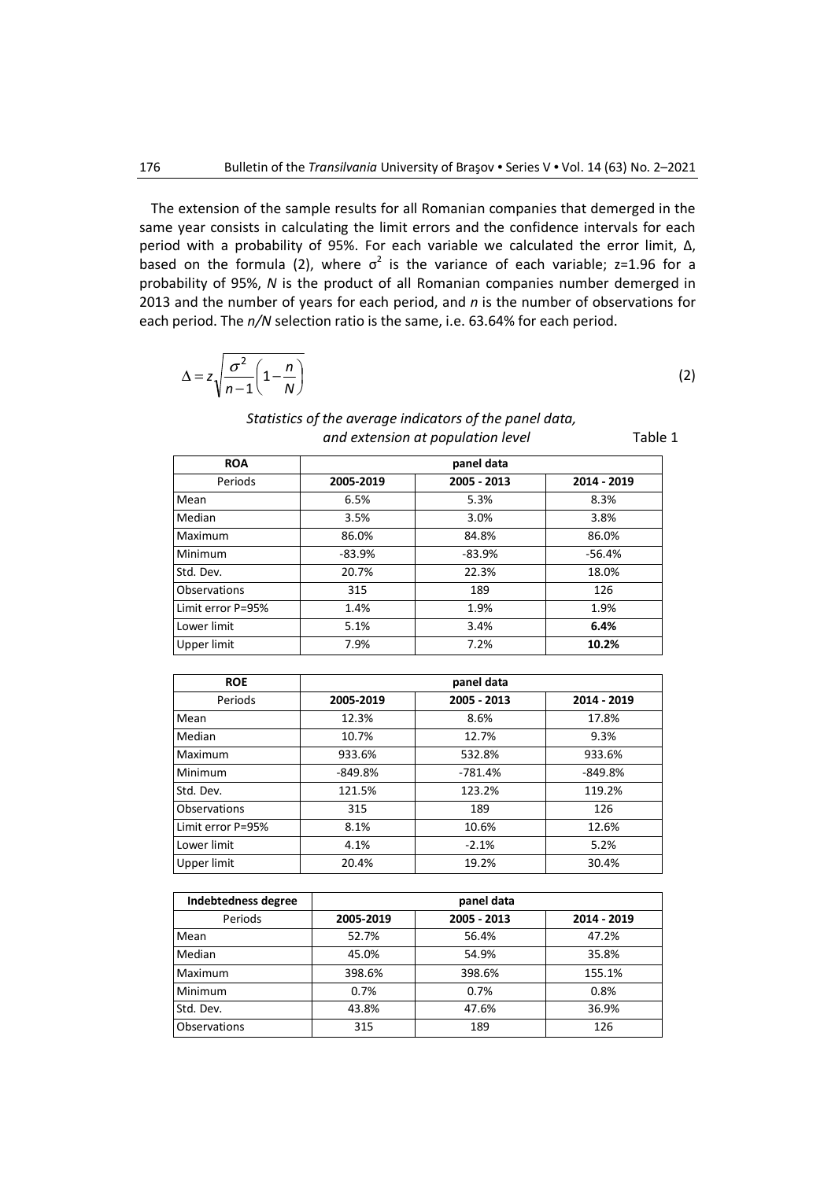The extension of the sample results for all Romanian companies that demerged in the same year consists in calculating the limit errors and the confidence intervals for each period with a probability of 95%. For each variable we calculated the error limit, Δ, based on the formula (2), where $\sigma^2$ is the variance of each variable; z=1.96 for a probability of 95%, *N* is the product of all Romanian companies number demerged in 2013 and the number of years for each period, and *n* is the number of observations for each period. The *n/N* selection ratio is the same, i.e. 63.64% for each period.

$$\Delta = z\sqrt{\frac{\sigma^2}{n-1}\left(1-\frac{n}{N}\right)} \tag{2}$$

*Statistics of the average indicators of the panel data, and extension at population level* Table 1

| ROA | panel data | | |
|---|---|---|---|
| Periods | **2005-2019** | **2005 - 2013** | **2014 - 2019** |
| Mean | 6.5% | 5.3% | 8.3% |
| Median | 3.5% | 3.0% | 3.8% |
| Maximum | 86.0% | 84.8% | 86.0% |
| Minimum | -83.9% | -83.9% | -56.4% |
| Std. Dev. | 20.7% | 22.3% | 18.0% |
| Observations | 315 | 189 | 126 |
| Limit error P=95% | 1.4% | 1.9% | 1.9% |
| Lower limit | 5.1% | 3.4% | **6.4%** |
| Upper limit | 7.9% | 7.2% | **10.2%** |

| ROE | panel data | | |
|---|---|---|---|
| Periods | **2005-2019** | **2005 - 2013** | **2014 - 2019** |
| Mean | 12.3% | 8.6% | 17.8% |
| Median | 10.7% | 12.7% | 9.3% |
| Maximum | 933.6% | 532.8% | 933.6% |
| Minimum | -849.8% | -781.4% | -849.8% |
| Std. Dev. | 121.5% | 123.2% | 119.2% |
| Observations | 315 | 189 | 126 |
| Limit error P=95% | 8.1% | 10.6% | 12.6% |
| Lower limit | 4.1% | -2.1% | 5.2% |
| Upper limit | 20.4% | 19.2% | 30.4% |

| Indebtedness degree | panel data | | |
|---|---|---|---|
| Periods | **2005-2019** | **2005 - 2013** | **2014 - 2019** |
| Mean | 52.7% | 56.4% | 47.2% |
| Median | 45.0% | 54.9% | 35.8% |
| Maximum | 398.6% | 398.6% | 155.1% |
| Minimum | 0.7% | 0.7% | 0.8% |
| Std. Dev. | 43.8% | 47.6% | 36.9% |
| Observations | 315 | 189 | 126 |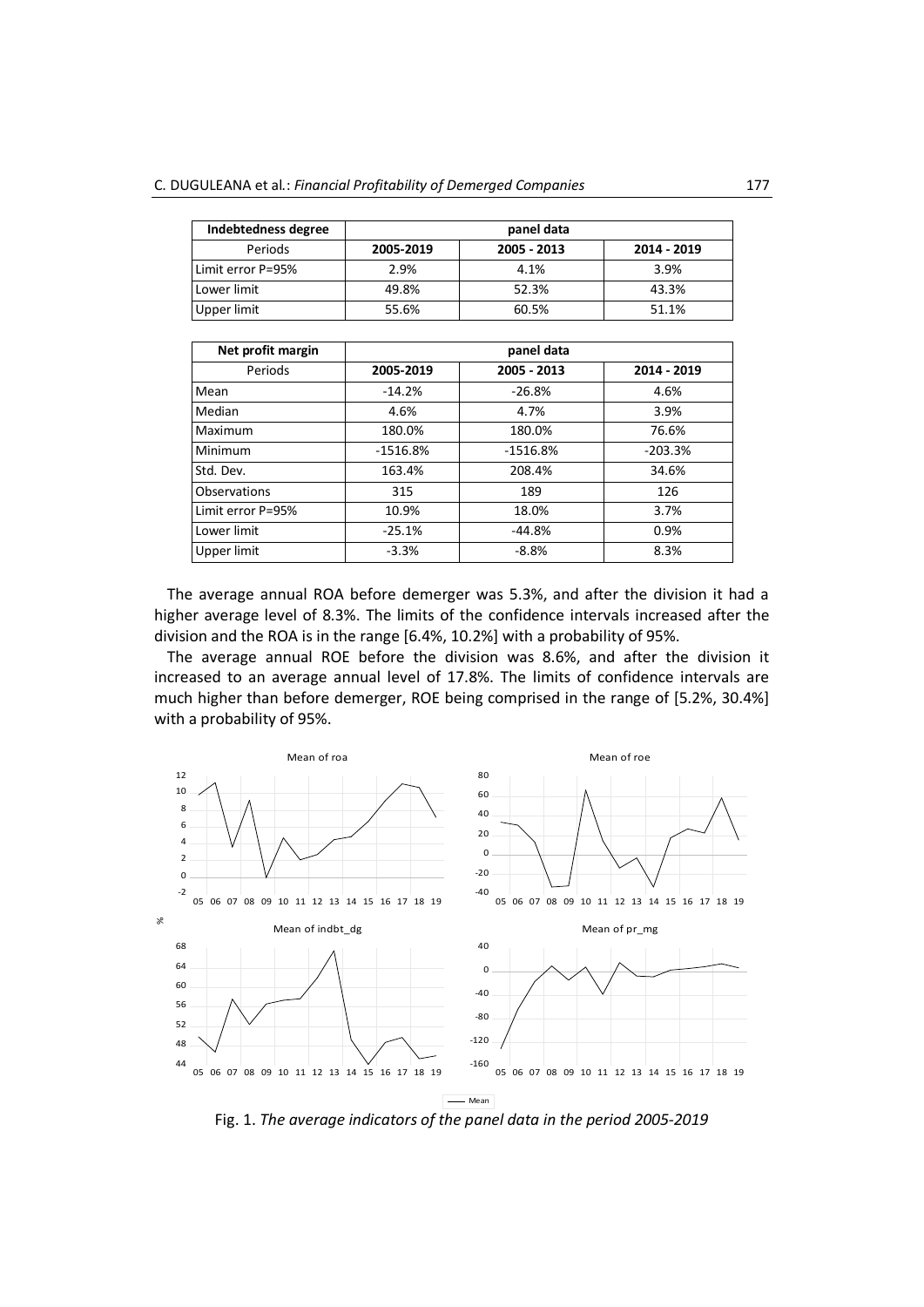| Indebtedness degree | panel data | | |
|---|---|---|---|
| Periods | 2005-2019 | 2005 - 2013 | 2014 - 2019 |
| Limit error P=95% | 2.9% | 4.1% | 3.9% |
| Lower limit | 49.8% | 52.3% | 43.3% |
| Upper limit | 55.6% | 60.5% | 51.1% |

| Net profit margin | panel data | | |
|---|---|---|---|
| Periods | 2005-2019 | 2005 - 2013 | 2014 - 2019 |
| Mean | -14.2% | -26.8% | 4.6% |
| Median | 4.6% | 4.7% | 3.9% |
| Maximum | 180.0% | 180.0% | 76.6% |
| Minimum | -1516.8% | -1516.8% | -203.3% |
| Std. Dev. | 163.4% | 208.4% | 34.6% |
| Observations | 315 | 189 | 126 |
| Limit error P=95% | 10.9% | 18.0% | 3.7% |
| Lower limit | -25.1% | -44.8% | 0.9% |
| Upper limit | -3.3% | -8.8% | 8.3% |

The average annual ROA before demerger was 5.3%, and after the division it had a higher average level of 8.3%. The limits of the confidence intervals increased after the division and the ROA is in the range [6.4%, 10.2%] with a probability of 95%.

The average annual ROE before the division was 8.6%, and after the division it increased to an average annual level of 17.8%. The limits of confidence intervals are much higher than before demerger, ROE being comprised in the range of [5.2%, 30.4%] with a probability of 95%.

Fig. 1. *The average indicators of the panel data in the period 2005-2019*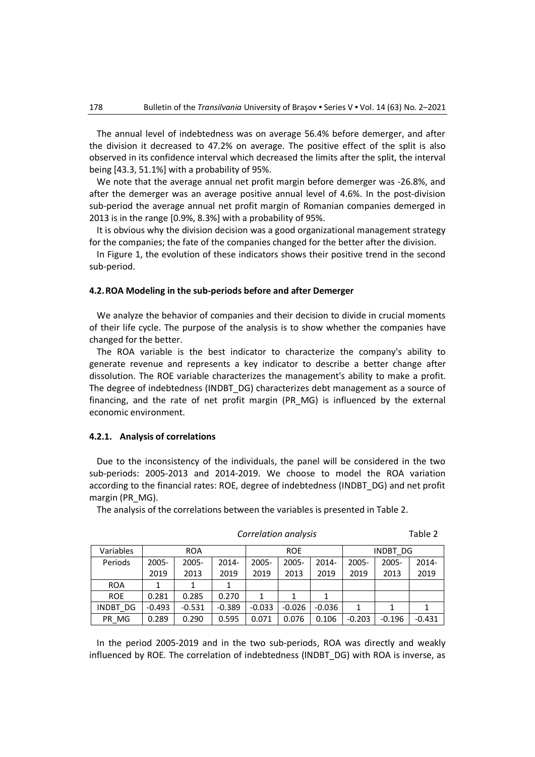The annual level of indebtedness was on average 56.4% before demerger, and after the division it decreased to 47.2% on average. The positive effect of the split is also observed in its confidence interval which decreased the limits after the split, the interval being [43.3, 51.1%] with a probability of 95%.

We note that the average annual net profit margin before demerger was -26.8%, and after the demerger was an average positive annual level of 4.6%. In the post-division sub-period the average annual net profit margin of Romanian companies demerged in 2013 is in the range [0.9%, 8.3%] with a probability of 95%.

It is obvious why the division decision was a good organizational management strategy for the companies; the fate of the companies changed for the better after the division.

In Figure 1, the evolution of these indicators shows their positive trend in the second sub-period.

### 4.2. ROA Modeling in the sub-periods before and after Demerger

We analyze the behavior of companies and their decision to divide in crucial moments of their life cycle. The purpose of the analysis is to show whether the companies have changed for the better.

The ROA variable is the best indicator to characterize the company's ability to generate revenue and represents a key indicator to describe a better change after dissolution. The ROE variable characterizes the management's ability to make a profit. The degree of indebtedness (INDBT_DG) characterizes debt management as a source of financing, and the rate of net profit margin (PR_MG) is influenced by the external economic environment.

#### 4.2.1. Analysis of correlations

Due to the inconsistency of the individuals, the panel will be considered in the two sub-periods: 2005-2013 and 2014-2019. We choose to model the ROA variation according to the financial rates: ROE, degree of indebtedness (INDBT_DG) and net profit margin (PR_MG).

The analysis of the correlations between the variables is presented in Table 2.

*Correlation analysis* Table 2

| Variables | ROA | | | ROE | | | INDBT_DG | | |
|---|---|---|---|---|---|---|---|---|---|
| Periods | 2005-2019 | 2005-2013 | 2014-2019 | 2005-2019 | 2005-2013 | 2014-2019 | 2005-2019 | 2005-2013 | 2014-2019 |
| ROA | 1 | 1 | 1 | | | | | | |
| ROE | 0.281 | 0.285 | 0.270 | 1 | 1 | 1 | | | |
| INDBT_DG | -0.493 | -0.531 | -0.389 | -0.033 | -0.026 | -0.036 | 1 | 1 | 1 |
| PR_MG | 0.289 | 0.290 | 0.595 | 0.071 | 0.076 | 0.106 | -0.203 | -0.196 | -0.431 |

In the period 2005-2019 and in the two sub-periods, ROA was directly and weakly influenced by ROE. The correlation of indebtedness (INDBT_DG) with ROA is inverse, as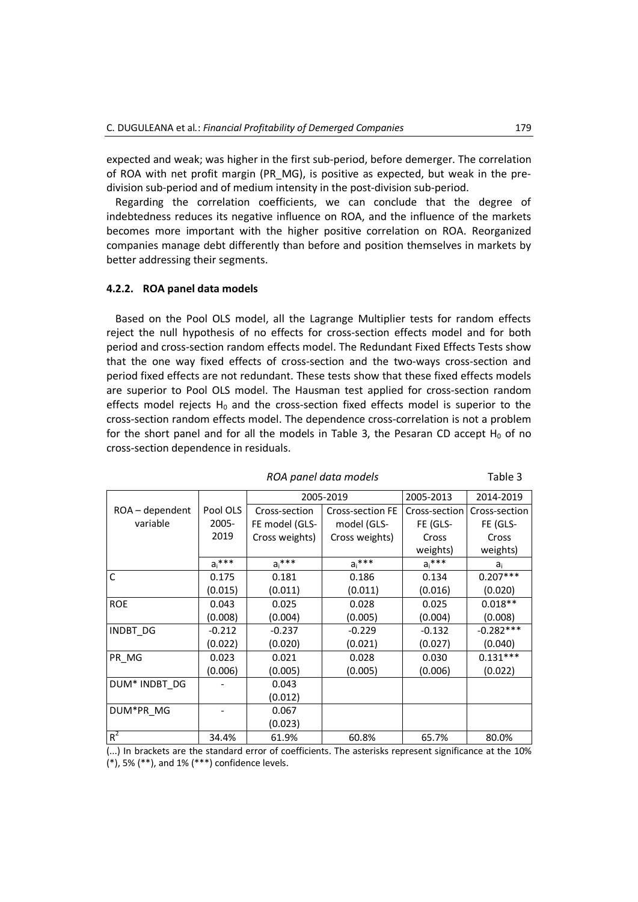expected and weak; was higher in the first sub-period, before demerger. The correlation of ROA with net profit margin (PR_MG), is positive as expected, but weak in the pre-division sub-period and of medium intensity in the post-division sub-period.

Regarding the correlation coefficients, we can conclude that the degree of indebtedness reduces its negative influence on ROA, and the influence of the markets becomes more important with the higher positive correlation on ROA. Reorganized companies manage debt differently than before and position themselves in markets by better addressing their segments.

### 4.2.2. ROA panel data models

Based on the Pool OLS model, all the Lagrange Multiplier tests for random effects reject the null hypothesis of no effects for cross-section effects model and for both period and cross-section random effects model. The Redundant Fixed Effects Tests show that the one way fixed effects of cross-section and the two-ways cross-section and period fixed effects are not redundant. These tests show that these fixed effects models are superior to Pool OLS model. The Hausman test applied for cross-section random effects model rejects $H_0$ and the cross-section fixed effects model is superior to the cross-section random effects model. The dependence cross-correlation is not a problem for the short panel and for all the models in Table 3, the Pesaran CD accept $H_0$ of no cross-section dependence in residuals.

*ROA panel data models* Table 3

| ROA – dependent variable | Pool OLS 2005-2019 | 2005-2019 | | 2005-2013 | 2014-2019 |
|---|---|---|---|---|---|
| | | Cross-section FE model (GLS-Cross weights) | Cross-section FE model (GLS-Cross weights) | Cross-section FE (GLS-Cross weights) | Cross-section FE (GLS-Cross weights) |
| | $a_i$*** | $a_i$*** | $a_i$*** | $a_i$*** | $a_i$ |
| C | 0.175 (0.015) | 0.181 (0.011) | 0.186 (0.011) | 0.134 (0.016) | 0.207*** (0.020) |
| ROE | 0.043 (0.008) | 0.025 (0.004) | 0.028 (0.005) | 0.025 (0.004) | 0.018** (0.008) |
| INDBT_DG | -0.212 (0.022) | -0.237 (0.020) | -0.229 (0.021) | -0.132 (0.027) | -0.282*** (0.040) |
| PR_MG | 0.023 (0.006) | 0.021 (0.005) | 0.028 (0.005) | 0.030 (0.006) | 0.131*** (0.022) |
| DUM* INDBT_DG | - | 0.043 (0.012) | | | |
| DUM*PR_MG | - | 0.067 (0.023) | | | |
| $R^2$ | 34.4% | 61.9% | 60.8% | 65.7% | 80.0% |

(...) In brackets are the standard error of coefficients. The asterisks represent significance at the 10% (*), 5% (**), and 1% (***) confidence levels.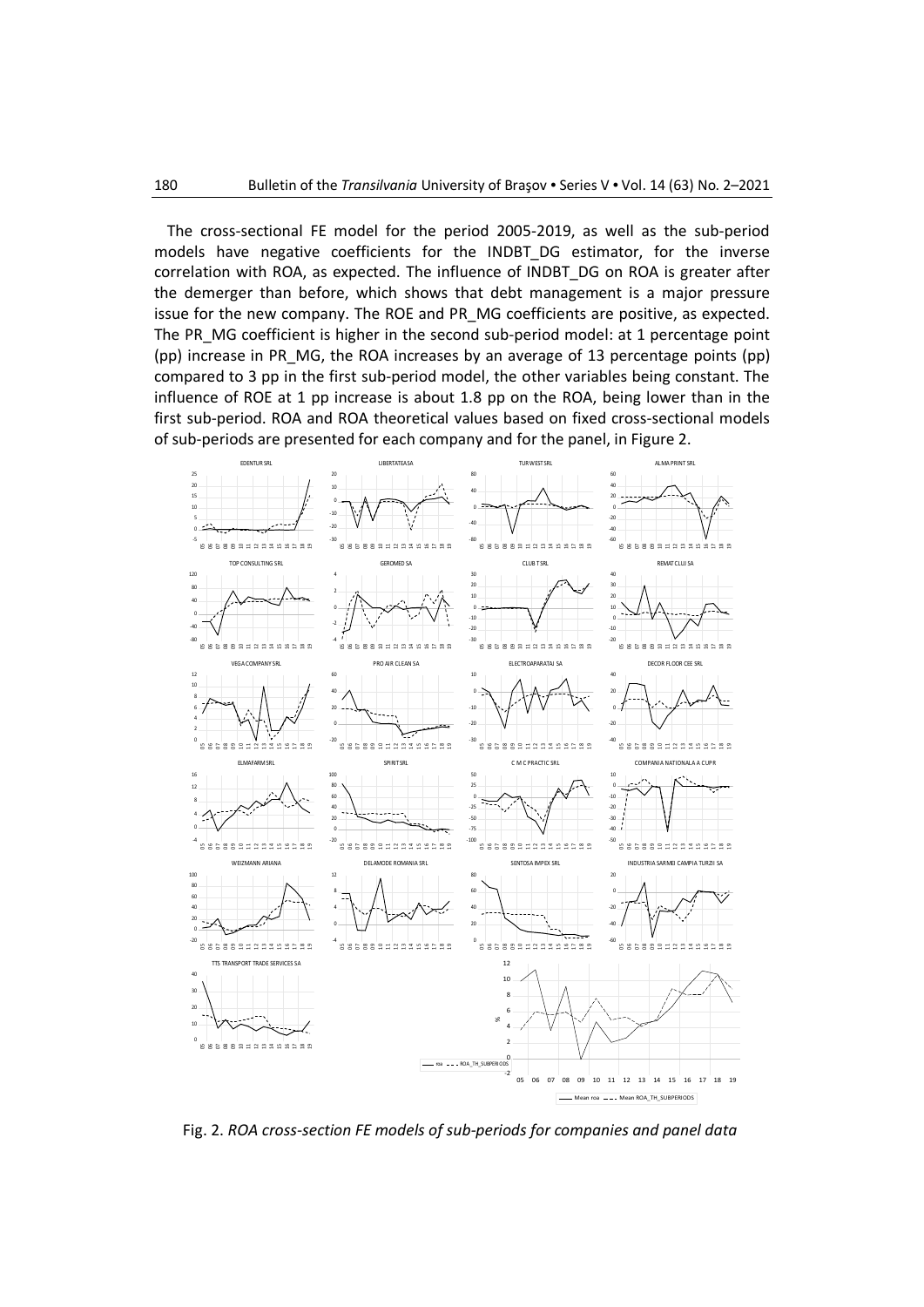The cross-sectional FE model for the period 2005-2019, as well as the sub-period models have negative coefficients for the INDBT_DG estimator, for the inverse correlation with ROA, as expected. The influence of INDBT_DG on ROA is greater after the demerger than before, which shows that debt management is a major pressure issue for the new company. The ROE and PR_MG coefficients are positive, as expected. The PR_MG coefficient is higher in the second sub-period model: at 1 percentage point (pp) increase in PR_MG, the ROA increases by an average of 13 percentage points (pp) compared to 3 pp in the first sub-period model, the other variables being constant. The influence of ROE at 1 pp increase is about 1.8 pp on the ROA, being lower than in the first sub-period. ROA and ROA theoretical values based on fixed cross-sectional models of sub-periods are presented for each company and for the panel, in Figure 2.

Fig. 2. *ROA cross-section FE models of sub-periods for companies and panel data*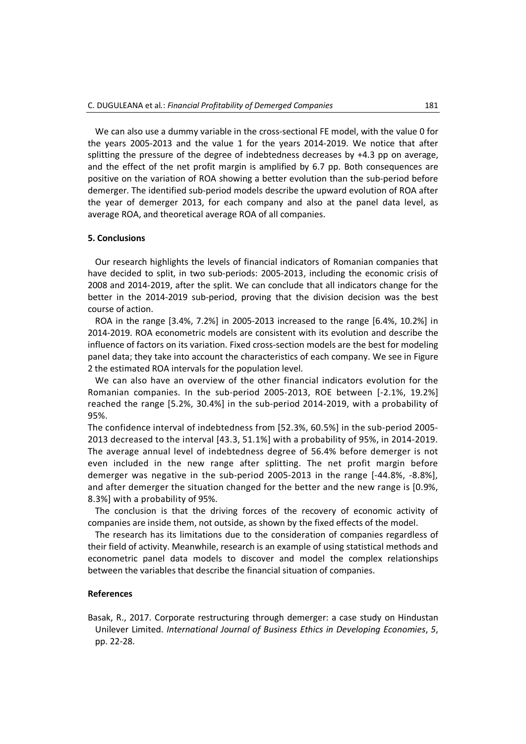We can also use a dummy variable in the cross-sectional FE model, with the value 0 for the years 2005-2013 and the value 1 for the years 2014-2019. We notice that after splitting the pressure of the degree of indebtedness decreases by +4.3 pp on average, and the effect of the net profit margin is amplified by 6.7 pp. Both consequences are positive on the variation of ROA showing a better evolution than the sub-period before demerger. The identified sub-period models describe the upward evolution of ROA after the year of demerger 2013, for each company and also at the panel data level, as average ROA, and theoretical average ROA of all companies.

## 5. Conclusions

Our research highlights the levels of financial indicators of Romanian companies that have decided to split, in two sub-periods: 2005-2013, including the economic crisis of 2008 and 2014-2019, after the split. We can conclude that all indicators change for the better in the 2014-2019 sub-period, proving that the division decision was the best course of action.

ROA in the range [3.4%, 7.2%] in 2005-2013 increased to the range [6.4%, 10.2%] in 2014-2019. ROA econometric models are consistent with its evolution and describe the influence of factors on its variation. Fixed cross-section models are the best for modeling panel data; they take into account the characteristics of each company. We see in Figure 2 the estimated ROA intervals for the population level.

We can also have an overview of the other financial indicators evolution for the Romanian companies. In the sub-period 2005-2013, ROE between [-2.1%, 19.2%] reached the range [5.2%, 30.4%] in the sub-period 2014-2019, with a probability of 95%.

The confidence interval of indebtedness from [52.3%, 60.5%] in the sub-period 2005-2013 decreased to the interval [43.3, 51.1%] with a probability of 95%, in 2014-2019. The average annual level of indebtedness degree of 56.4% before demerger is not even included in the new range after splitting. The net profit margin before demerger was negative in the sub-period 2005-2013 in the range [-44.8%, -8.8%], and after demerger the situation changed for the better and the new range is [0.9%, 8.3%] with a probability of 95%.

The conclusion is that the driving forces of the recovery of economic activity of companies are inside them, not outside, as shown by the fixed effects of the model.

The research has its limitations due to the consideration of companies regardless of their field of activity. Meanwhile, research is an example of using statistical methods and econometric panel data models to discover and model the complex relationships between the variables that describe the financial situation of companies.

## References

Basak, R., 2017. Corporate restructuring through demerger: a case study on Hindustan Unilever Limited. *International Journal of Business Ethics in Developing Economies*, *5*, pp. 22-28.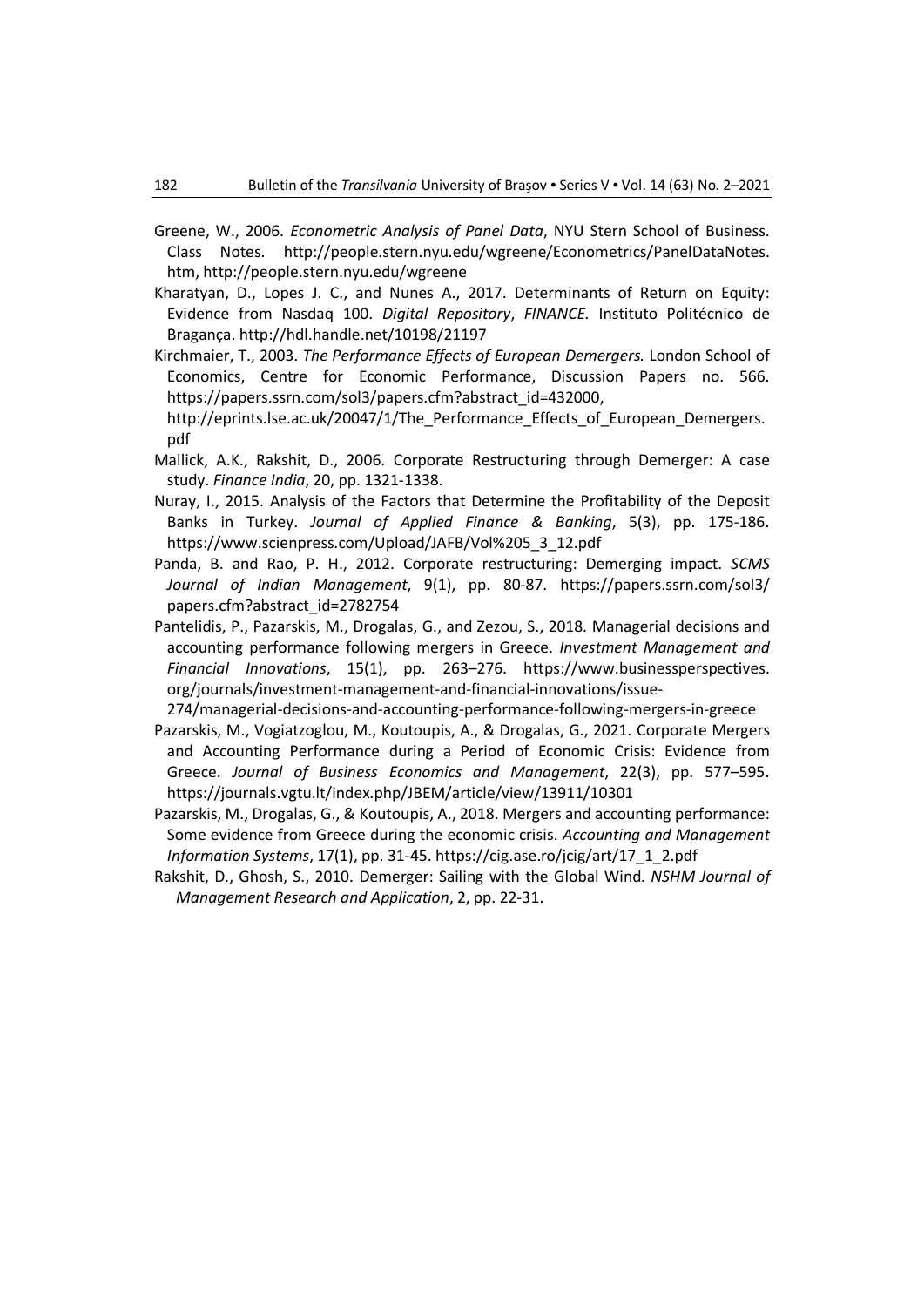Greene, W., 2006. *Econometric Analysis of Panel Data*, NYU Stern School of Business. Class Notes. http://people.stern.nyu.edu/wgreene/Econometrics/PanelDataNotes.htm, http://people.stern.nyu.edu/wgreene

Kharatyan, D., Lopes J. C., and Nunes A., 2017. Determinants of Return on Equity: Evidence from Nasdaq 100. *Digital Repository*, *FINANCE.* Instituto Politécnico de Bragança. http://hdl.handle.net/10198/21197

Kirchmaier, T., 2003. *The Performance Effects of European Demergers.* London School of Economics, Centre for Economic Performance, Discussion Papers no. 566. https://papers.ssrn.com/sol3/papers.cfm?abstract_id=432000, http://eprints.lse.ac.uk/20047/1/The_Performance_Effects_of_European_Demergers.pdf

Mallick, A.K., Rakshit, D., 2006. Corporate Restructuring through Demerger: A case study. *Finance India*, 20, pp. 1321-1338.

Nuray, I., 2015. Analysis of the Factors that Determine the Profitability of the Deposit Banks in Turkey. *Journal of Applied Finance & Banking*, 5(3), pp. 175-186. https://www.scienpress.com/Upload/JAFB/Vol%205_3_12.pdf

Panda, B. and Rao, P. H., 2012. Corporate restructuring: Demerging impact. *SCMS Journal of Indian Management*, 9(1), pp. 80-87. https://papers.ssrn.com/sol3/papers.cfm?abstract_id=2782754

Pantelidis, P., Pazarskis, M., Drogalas, G., and Zezou, S., 2018. Managerial decisions and accounting performance following mergers in Greece. *Investment Management and Financial Innovations*, 15(1), pp. 263–276. https://www.businessperspectives.org/journals/investment-management-and-financial-innovations/issue-274/managerial-decisions-and-accounting-performance-following-mergers-in-greece

Pazarskis, M., Vogiatzoglou, M., Koutoupis, A., & Drogalas, G., 2021. Corporate Mergers and Accounting Performance during a Period of Economic Crisis: Evidence from Greece. *Journal of Business Economics and Management*, 22(3), pp. 577–595. https://journals.vgtu.lt/index.php/JBEM/article/view/13911/10301

Pazarskis, M., Drogalas, G., & Koutoupis, A., 2018. Mergers and accounting performance: Some evidence from Greece during the economic crisis. *Accounting and Management Information Systems*, 17(1), pp. 31-45. https://cig.ase.ro/jcig/art/17_1_2.pdf

Rakshit, D., Ghosh, S., 2010. Demerger: Sailing with the Global Wind. *NSHM Journal of Management Research and Application*, 2, pp. 22-31.